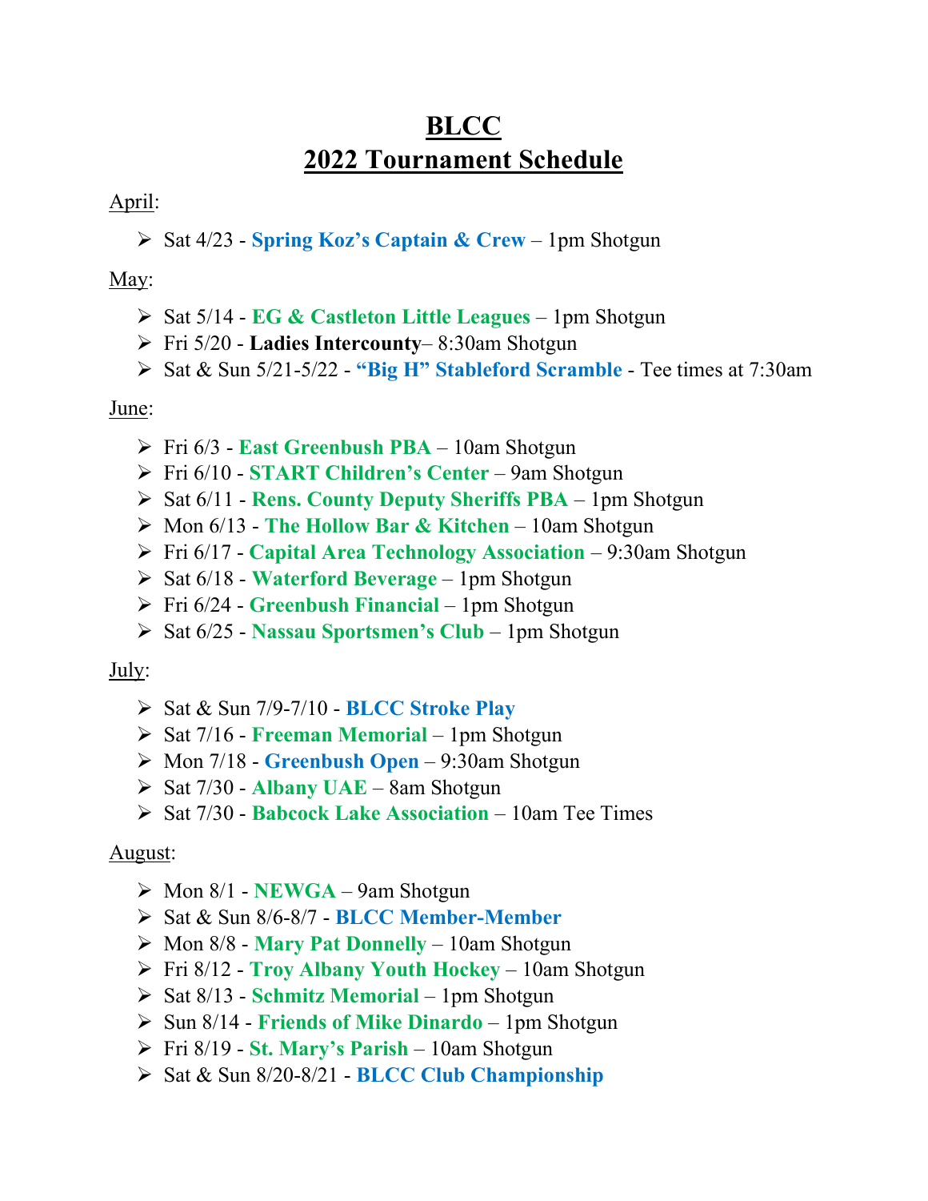# BLCC
# 2022 Tournament Schedule

April:

- Sat 4/23 - **Spring Koz's Captain & Crew** – 1pm Shotgun

May:

- Sat 5/14 - **EG & Castleton Little Leagues** – 1pm Shotgun
- Fri 5/20 - **Ladies Intercounty**– 8:30am Shotgun
- Sat & Sun 5/21-5/22 - **"Big H" Stableford Scramble** - Tee times at 7:30am

June:

- Fri 6/3 - **East Greenbush PBA** – 10am Shotgun
- Fri 6/10 - **START Children's Center** – 9am Shotgun
- Sat 6/11 - **Rens. County Deputy Sheriffs PBA** – 1pm Shotgun
- Mon 6/13 - **The Hollow Bar & Kitchen** – 10am Shotgun
- Fri 6/17 - **Capital Area Technology Association** – 9:30am Shotgun
- Sat 6/18 - **Waterford Beverage** – 1pm Shotgun
- Fri 6/24 - **Greenbush Financial** – 1pm Shotgun
- Sat 6/25 - **Nassau Sportsmen's Club** – 1pm Shotgun

July:

- Sat & Sun 7/9-7/10 - **BLCC Stroke Play**
- Sat 7/16 - **Freeman Memorial** – 1pm Shotgun
- Mon 7/18 - **Greenbush Open** – 9:30am Shotgun
- Sat 7/30 - **Albany UAE** – 8am Shotgun
- Sat 7/30 - **Babcock Lake Association** – 10am Tee Times

August:

- Mon 8/1 - **NEWGA** – 9am Shotgun
- Sat & Sun 8/6-8/7 - **BLCC Member-Member**
- Mon 8/8 - **Mary Pat Donnelly** – 10am Shotgun
- Fri 8/12 - **Troy Albany Youth Hockey** – 10am Shotgun
- Sat 8/13 - **Schmitz Memorial** – 1pm Shotgun
- Sun 8/14 - **Friends of Mike Dinardo** – 1pm Shotgun
- Fri 8/19 - **St. Mary's Parish** – 10am Shotgun
- Sat & Sun 8/20-8/21 - **BLCC Club Championship**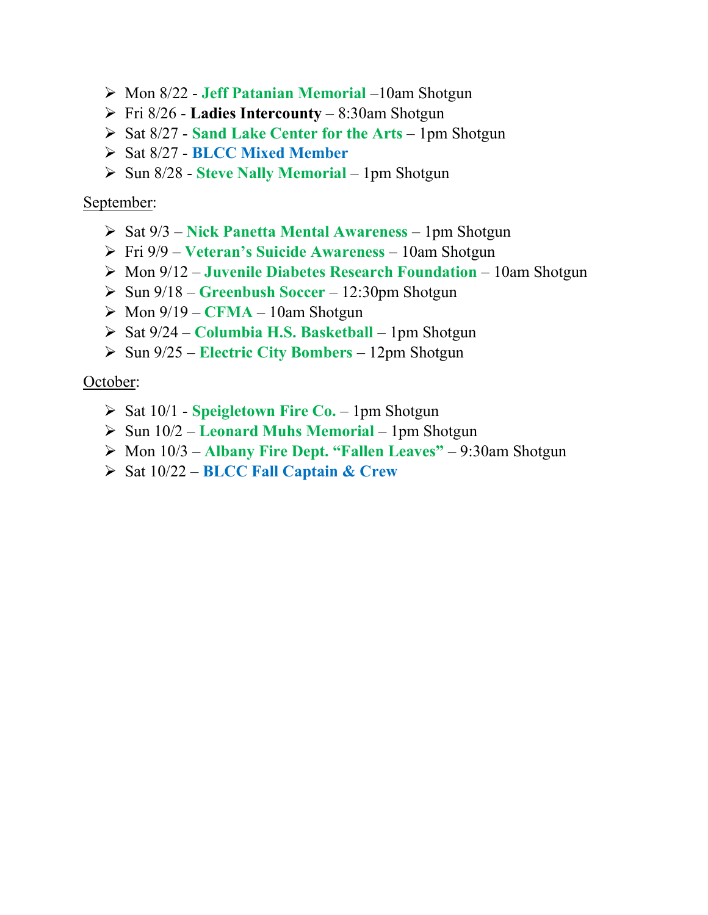- Mon 8/22 - **Jeff Patanian Memorial** –10am Shotgun
- Fri 8/26 - **Ladies Intercounty** – 8:30am Shotgun
- Sat 8/27 - **Sand Lake Center for the Arts** – 1pm Shotgun
- Sat 8/27 - **BLCC Mixed Member**
- Sun 8/28 - **Steve Nally Memorial** – 1pm Shotgun

September:

- Sat 9/3 – **Nick Panetta Mental Awareness** – 1pm Shotgun
- Fri 9/9 – **Veteran's Suicide Awareness** – 10am Shotgun
- Mon 9/12 – **Juvenile Diabetes Research Foundation** – 10am Shotgun
- Sun 9/18 – **Greenbush Soccer** – 12:30pm Shotgun
- Mon 9/19 – **CFMA** – 10am Shotgun
- Sat 9/24 – **Columbia H.S. Basketball** – 1pm Shotgun
- Sun 9/25 – **Electric City Bombers** – 12pm Shotgun

October:

- Sat 10/1 - **Speigletown Fire Co.** – 1pm Shotgun
- Sun 10/2 – **Leonard Muhs Memorial** – 1pm Shotgun
- Mon 10/3 – **Albany Fire Dept. "Fallen Leaves"** – 9:30am Shotgun
- Sat 10/22 – **BLCC Fall Captain & Crew**